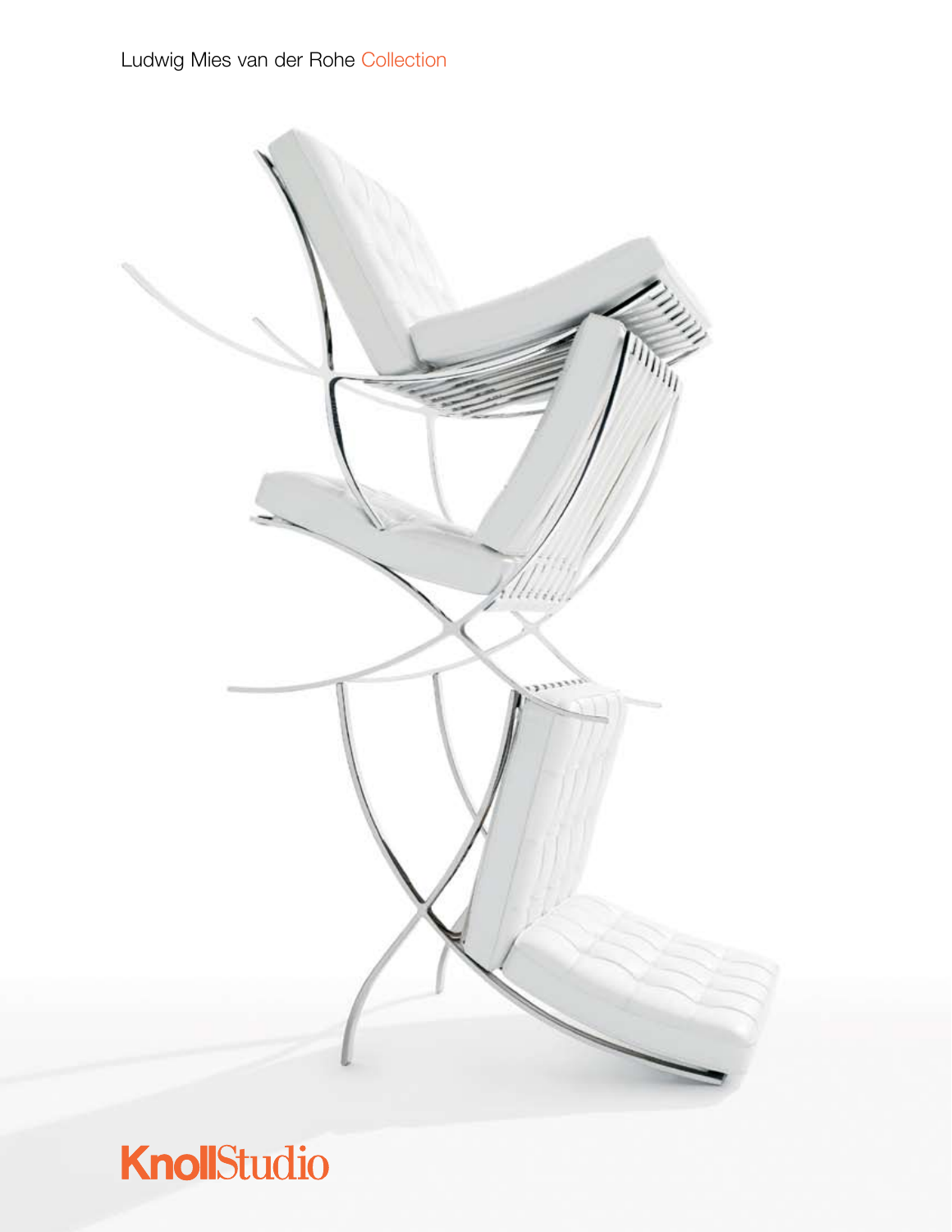# Ludwig Mies van der Rohe Collection

KnollStudio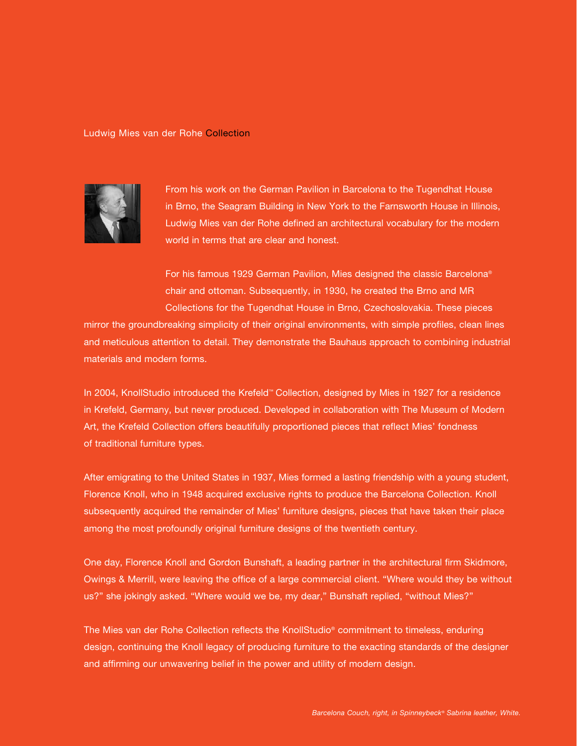# Ludwig Mies van der Rohe Collection

From his work on the German Pavilion in Barcelona to the Tugendhat House in Brno, the Seagram Building in New York to the Farnsworth House in Illinois, Ludwig Mies van der Rohe defined an architectural vocabulary for the modern world in terms that are clear and honest.

For his famous 1929 German Pavilion, Mies designed the classic Barcelona® chair and ottoman. Subsequently, in 1930, he created the Brno and MR Collections for the Tugendhat House in Brno, Czechoslovakia. These pieces mirror the groundbreaking simplicity of their original environments, with simple profiles, clean lines and meticulous attention to detail. They demonstrate the Bauhaus approach to combining industrial materials and modern forms.

In 2004, KnollStudio introduced the Krefeld™ Collection, designed by Mies in 1927 for a residence in Krefeld, Germany, but never produced. Developed in collaboration with The Museum of Modern Art, the Krefeld Collection offers beautifully proportioned pieces that reflect Mies' fondness of traditional furniture types.

After emigrating to the United States in 1937, Mies formed a lasting friendship with a young student, Florence Knoll, who in 1948 acquired exclusive rights to produce the Barcelona Collection. Knoll subsequently acquired the remainder of Mies' furniture designs, pieces that have taken their place among the most profoundly original furniture designs of the twentieth century.

One day, Florence Knoll and Gordon Bunshaft, a leading partner in the architectural firm Skidmore, Owings & Merrill, were leaving the office of a large commercial client. "Where would they be without us?" she jokingly asked. "Where would we be, my dear," Bunshaft replied, "without Mies?"

The Mies van der Rohe Collection reflects the KnollStudio® commitment to timeless, enduring design, continuing the Knoll legacy of producing furniture to the exacting standards of the designer and affirming our unwavering belief in the power and utility of modern design.

*Barcelona Couch, right, in Spinneybeck® Sabrina leather, White.*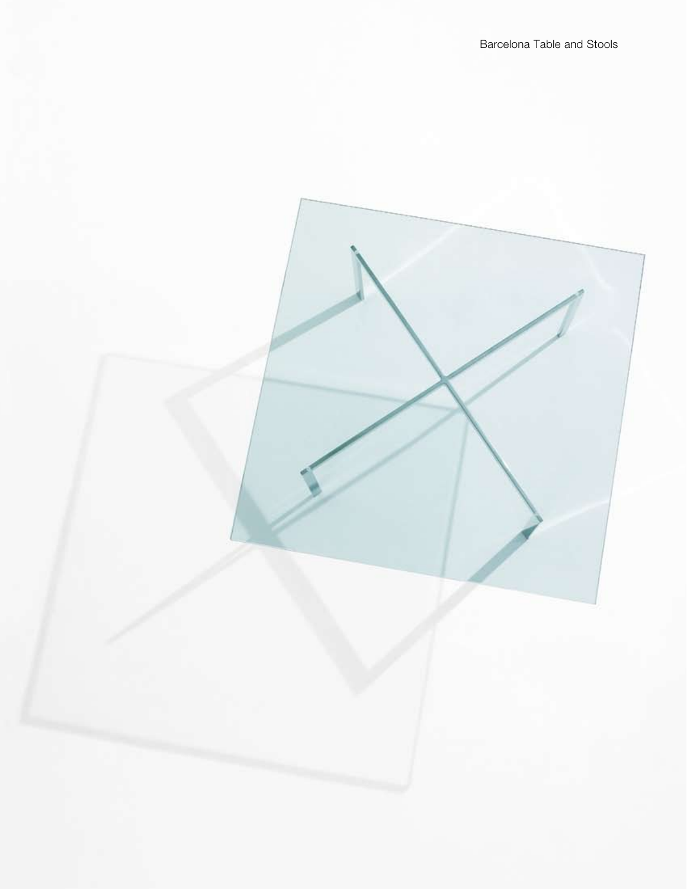Barcelona Table and Stools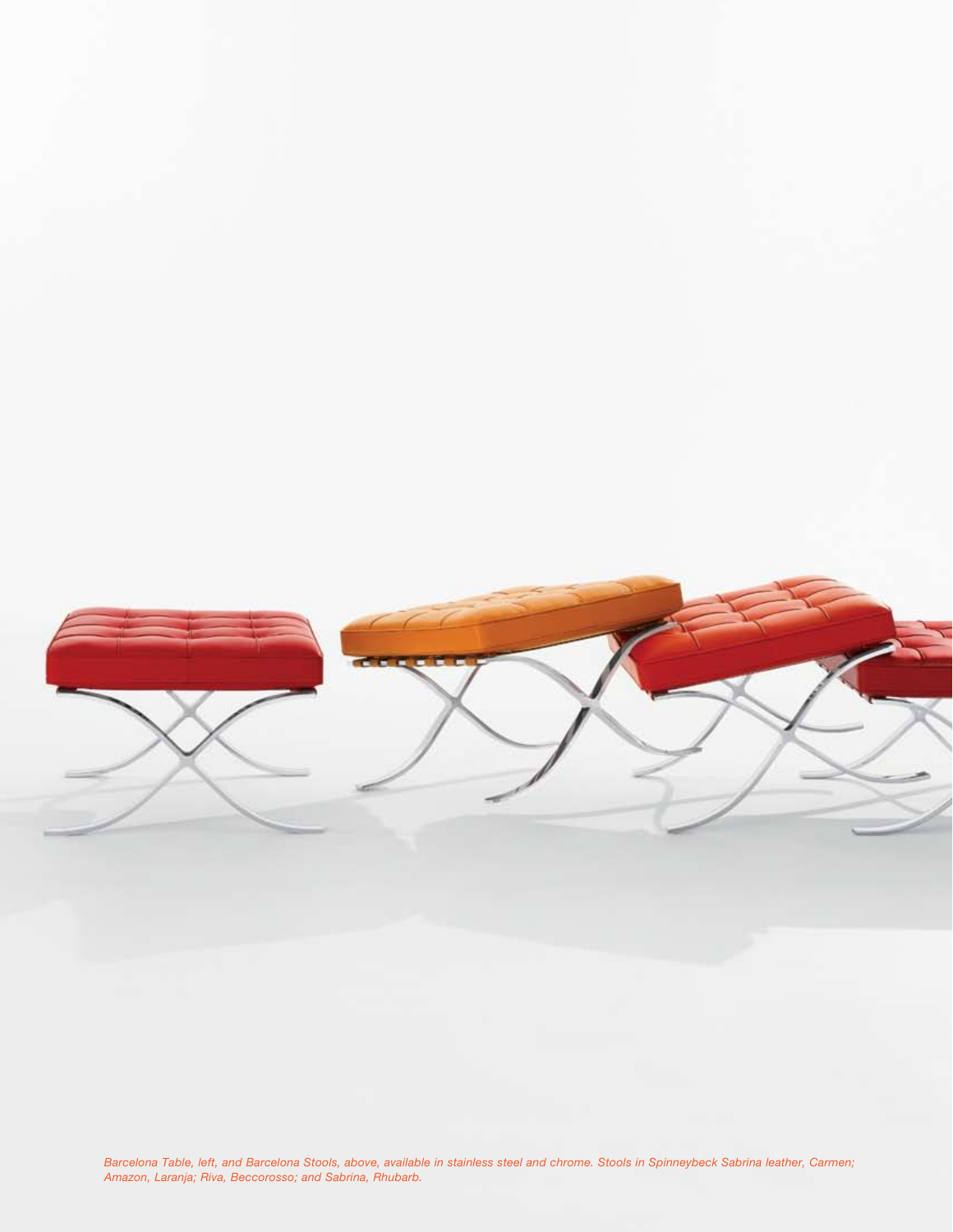*Barcelona Table, left, and Barcelona Stools, above, available in stainless steel and chrome. Stools in Spinneybeck Sabrina leather, Carmen; Amazon, Laranja; Riva, Beccorosso; and Sabrina, Rhubarb.*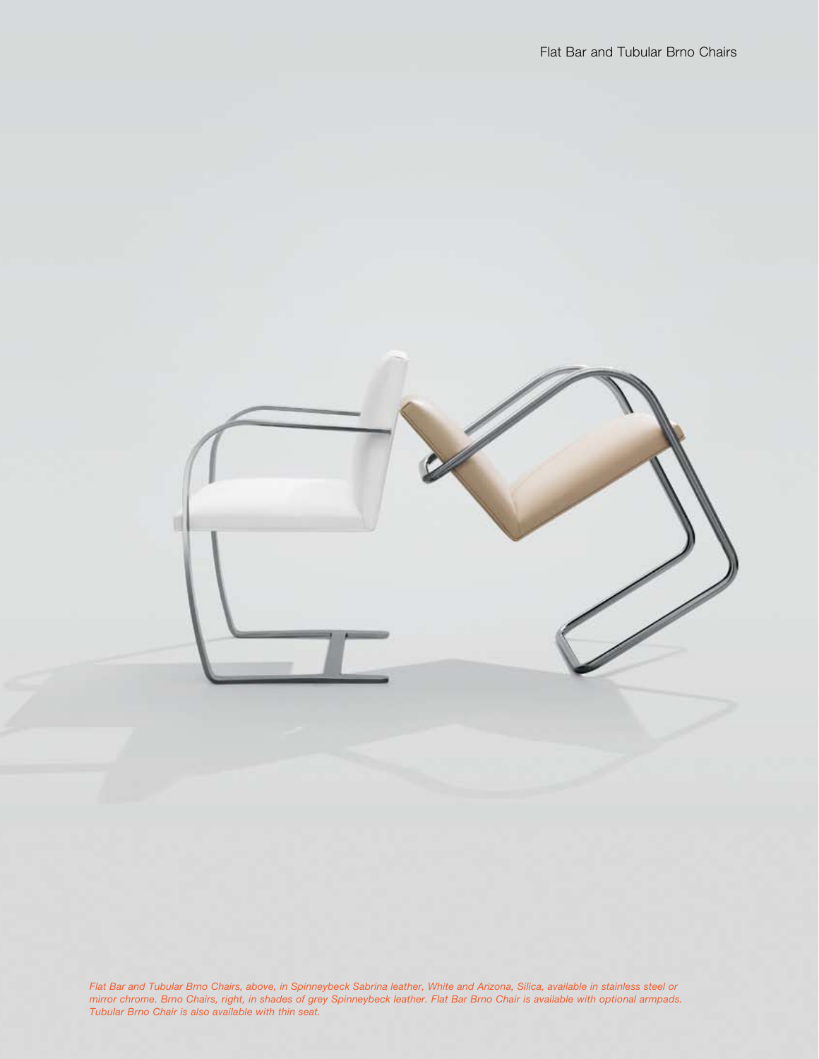Flat Bar and Tubular Brno Chairs

*Flat Bar and Tubular Brno Chairs, above, in Spinneybeck Sabrina leather, White and Arizona, Silica, available in stainless steel or mirror chrome. Brno Chairs, right, in shades of grey Spinneybeck leather. Flat Bar Brno Chair is available with optional armpads. Tubular Brno Chair is also available with thin seat.*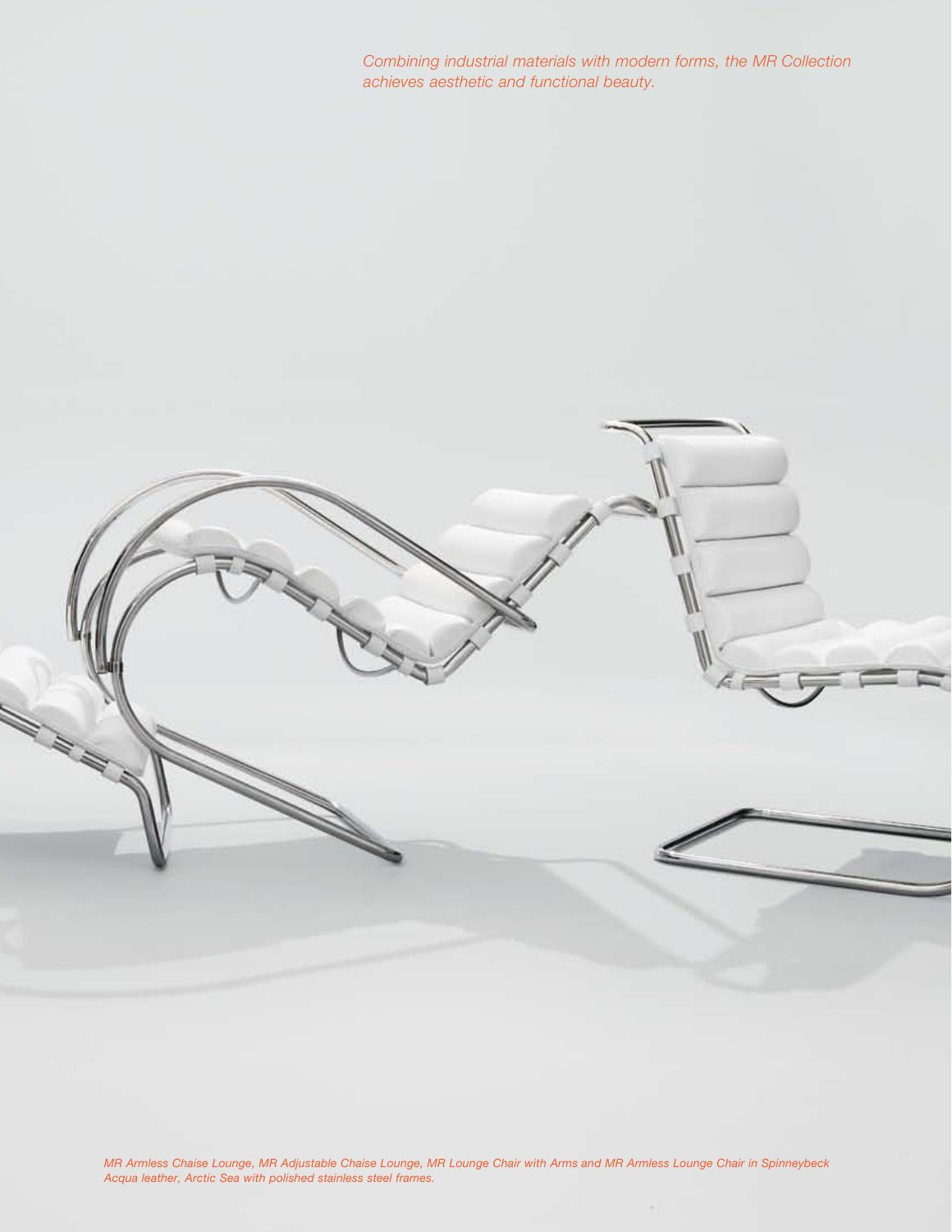*Combining industrial materials with modern forms, the MR Collection achieves aesthetic and functional beauty.*

*MR Armless Chaise Lounge, MR Adjustable Chaise Lounge, MR Lounge Chair with Arms and MR Armless Lounge Chair in Spinneybeck Acqua leather, Arctic Sea with polished stainless steel frames.*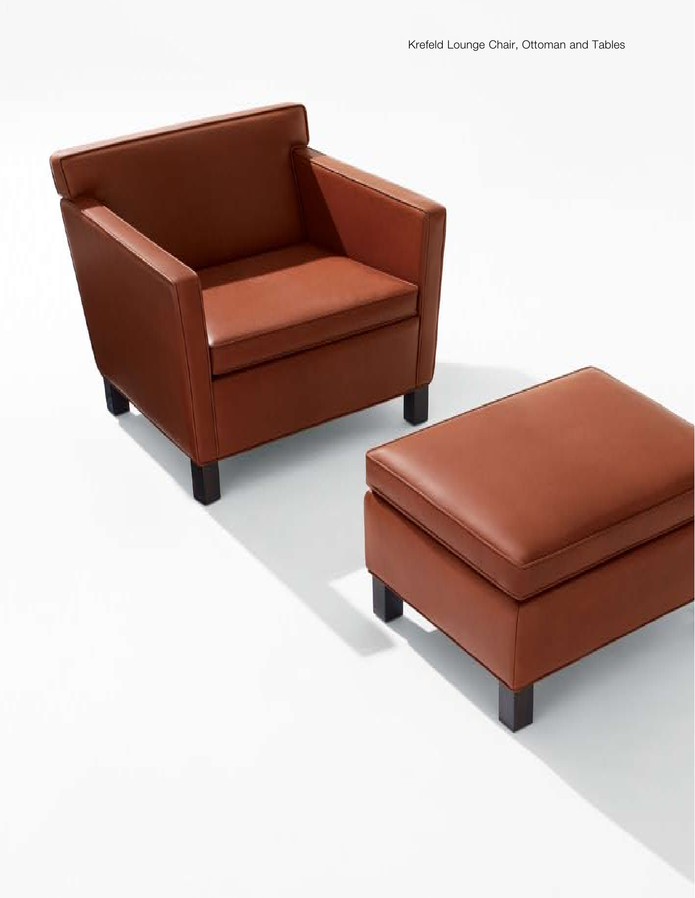Krefeld Lounge Chair, Ottoman and Tables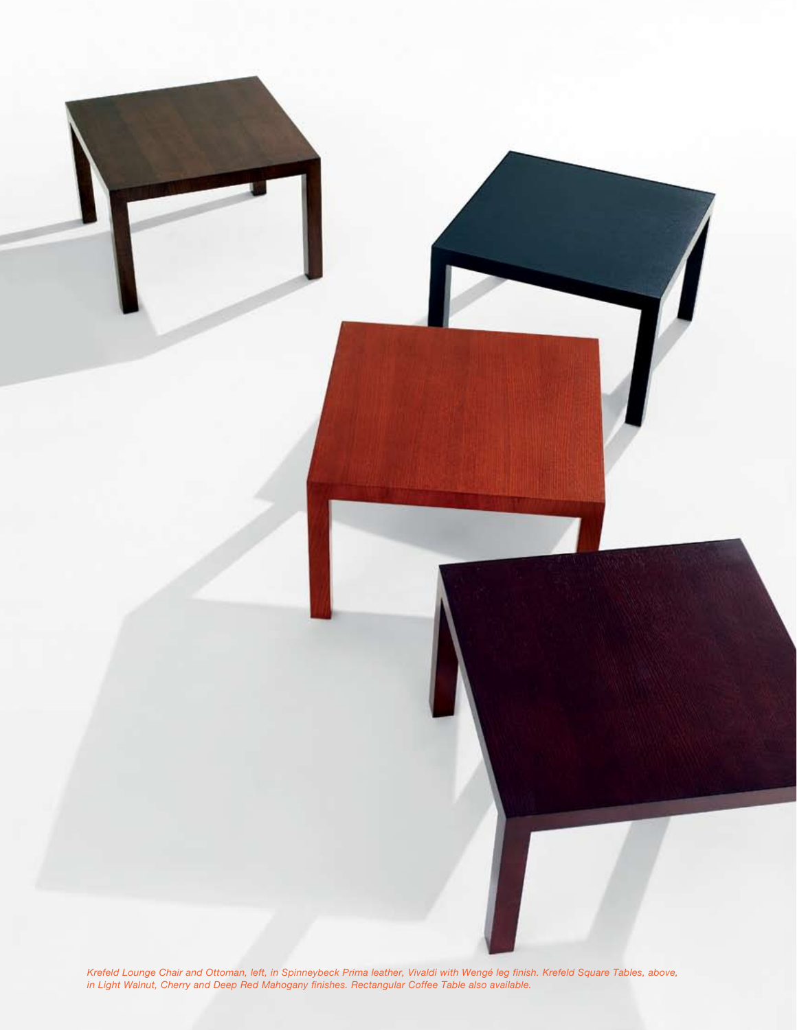*Krefeld Lounge Chair and Ottoman, left, in Spinneybeck Prima leather, Vivaldi with Wengé leg finish. Krefeld Square Tables, above, in Light Walnut, Cherry and Deep Red Mahogany finishes. Rectangular Coffee Table also available.*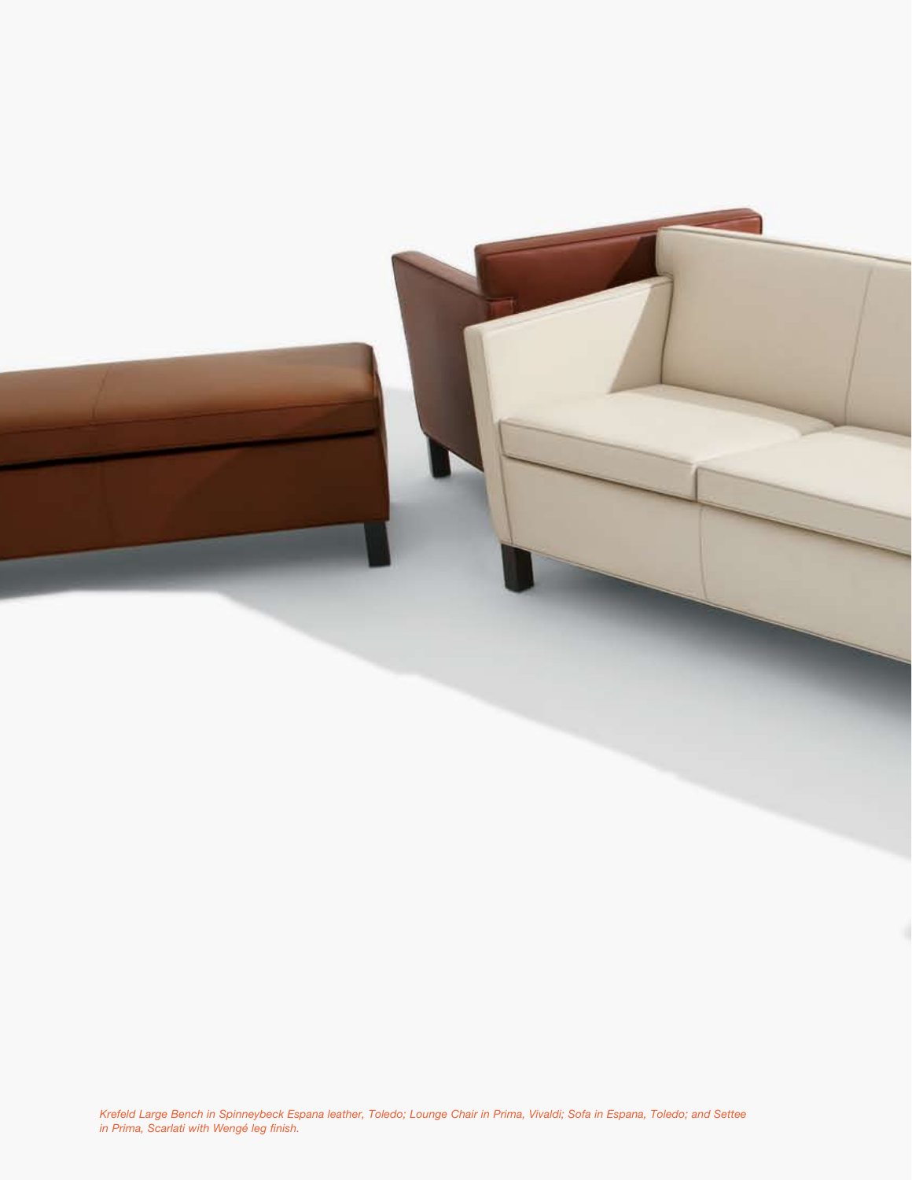*Krefeld Large Bench in Spinneybeck Espana leather, Toledo; Lounge Chair in Prima, Vivaldi; Sofa in Espana, Toledo; and Settee in Prima, Scarlati with Wengé leg finish.*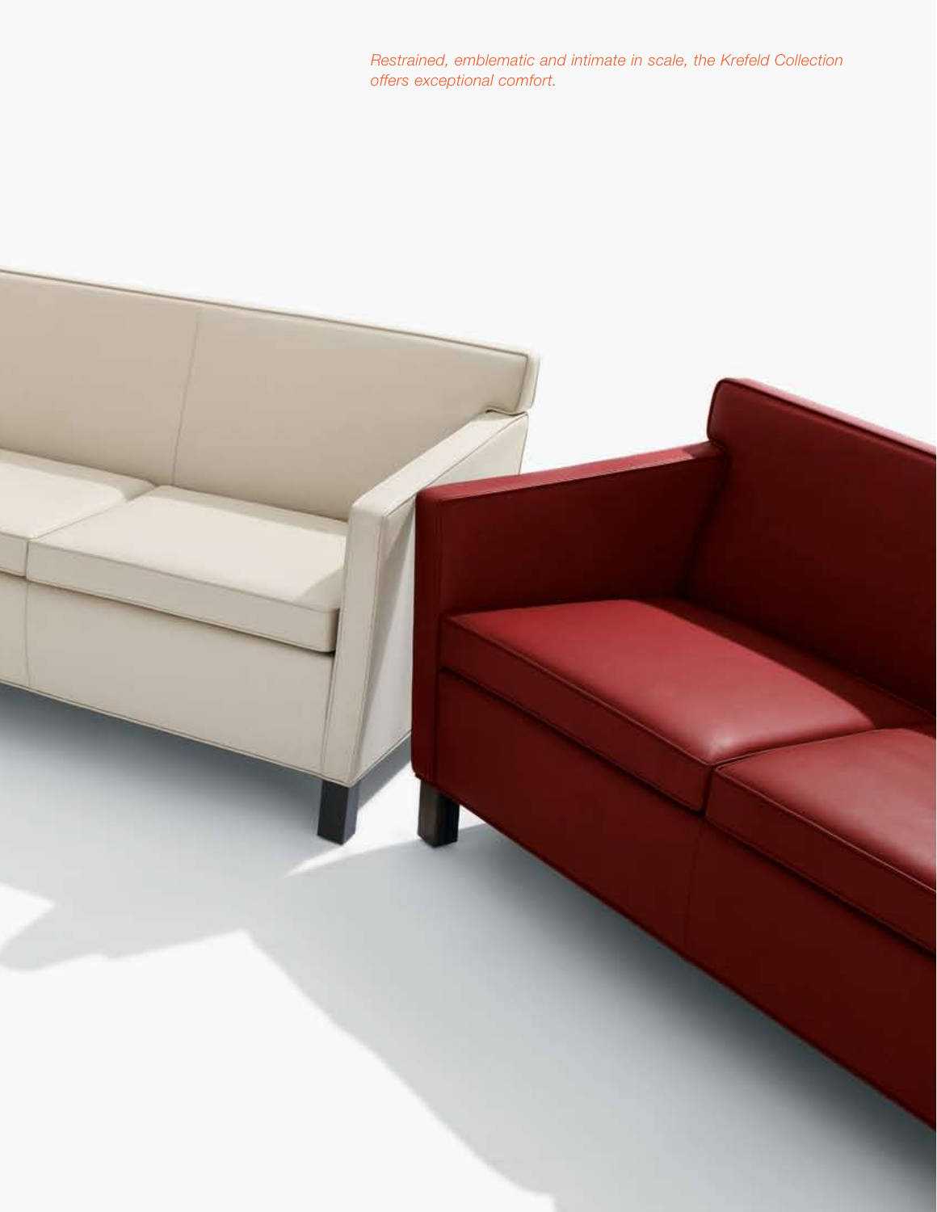*Restrained, emblematic and intimate in scale, the Krefeld Collection offers exceptional comfort.*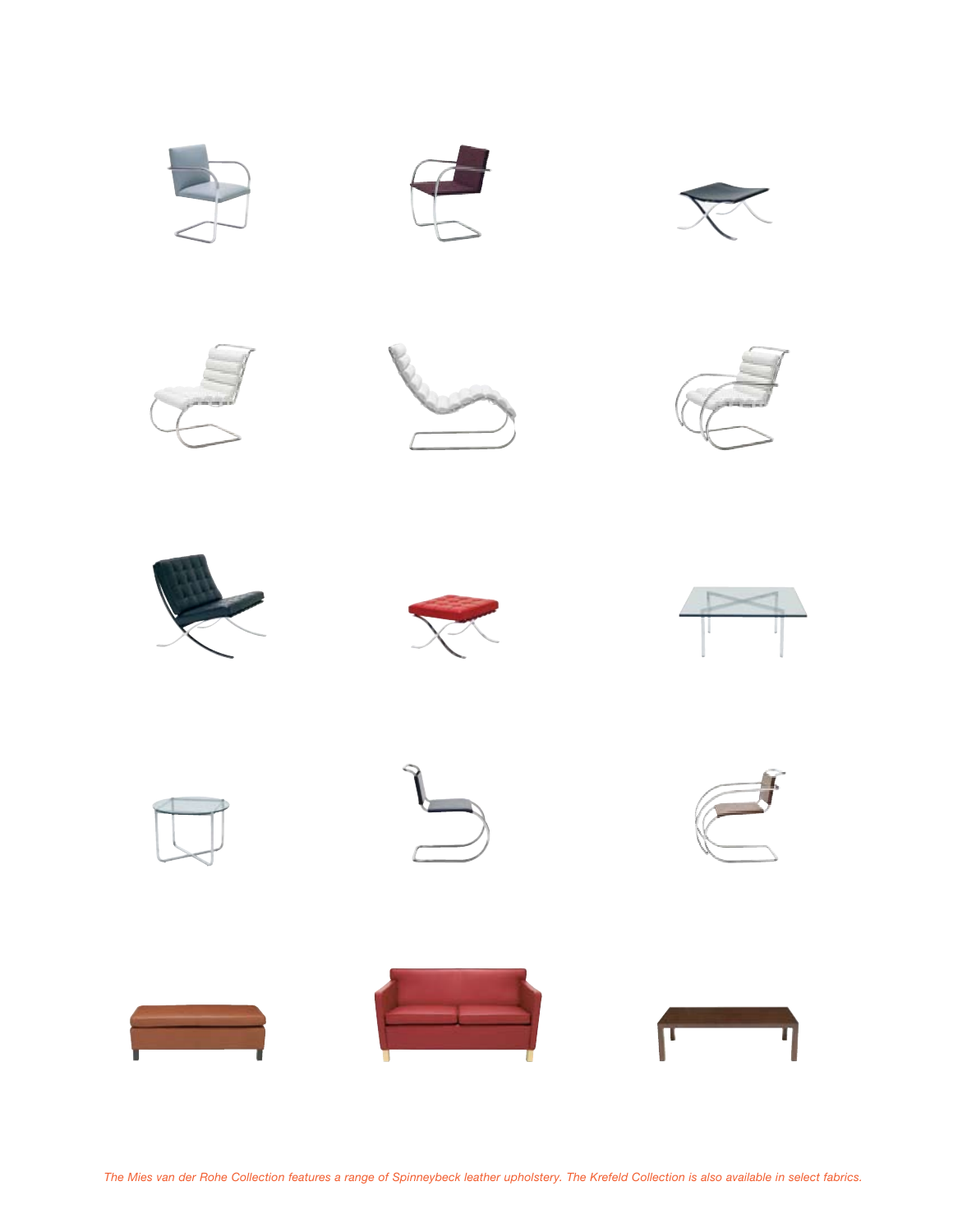*The Mies van der Rohe Collection features a range of Spinneybeck leather upholstery. The Krefeld Collection is also available in select fabrics.*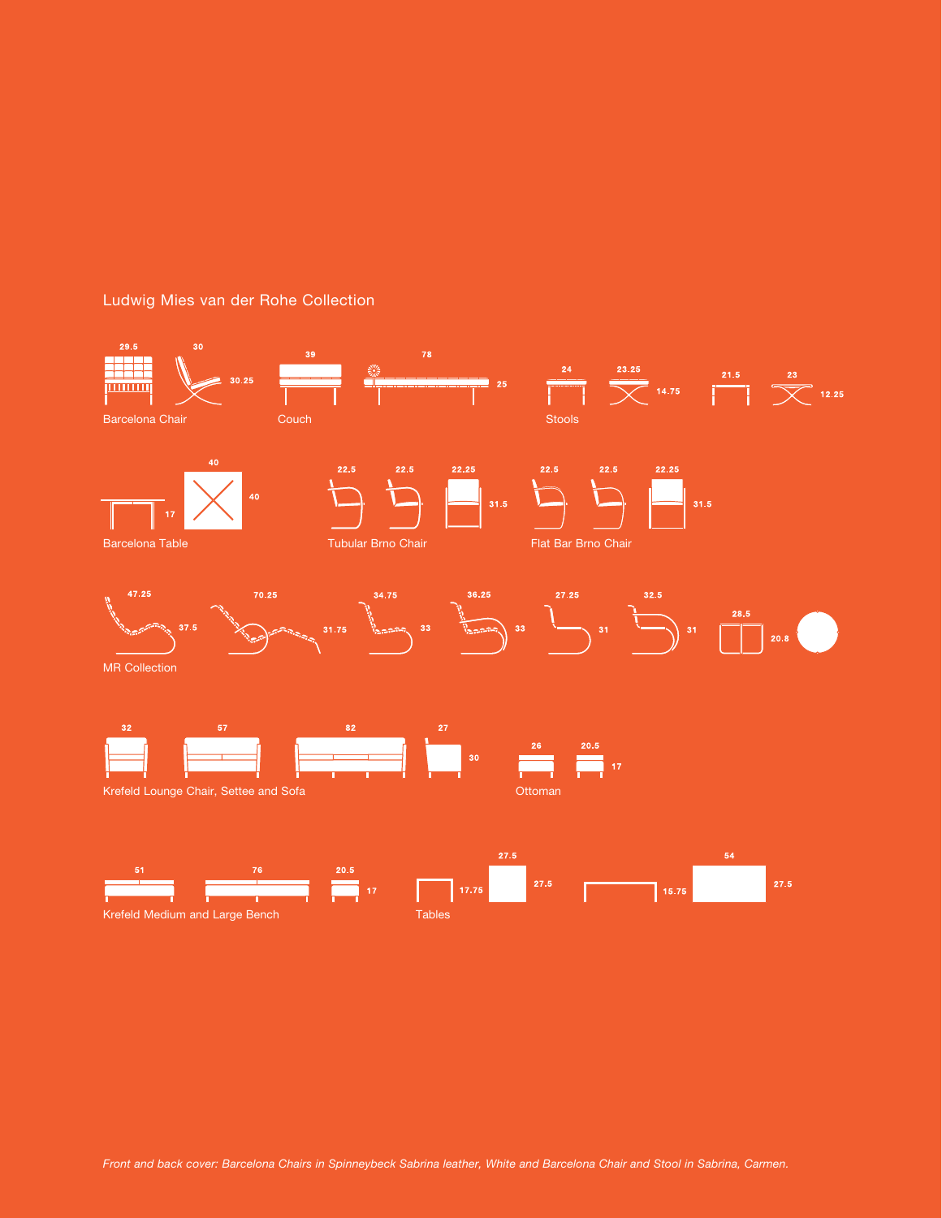## Ludwig Mies van der Rohe Collection

29.5 30 30.25
Barcelona Chair

39 78 25
Couch

24 23.25 14.75 21.5 23 12.25
Stools

40 40 17
Barcelona Table

22.5 22.5 22.25 31.5
Tubular Brno Chair

22.5 22.5 22.25 31.5
Flat Bar Brno Chair

47.25 37.5 70.25 31.75 34.75 33 36.25 33 27.25 31 32.5 31 28.5 20.8
MR Collection

32 57 82 27 30
Krefeld Lounge Chair, Settee and Sofa

26 20.5 17
Ottoman

51 76 20.5 17
Krefeld Medium and Large Bench

27.5 17.75 27.5 54 15.75 27.5
Tables

*Front and back cover: Barcelona Chairs in Spinneybeck Sabrina leather, White and Barcelona Chair and Stool in Sabrina, Carmen.*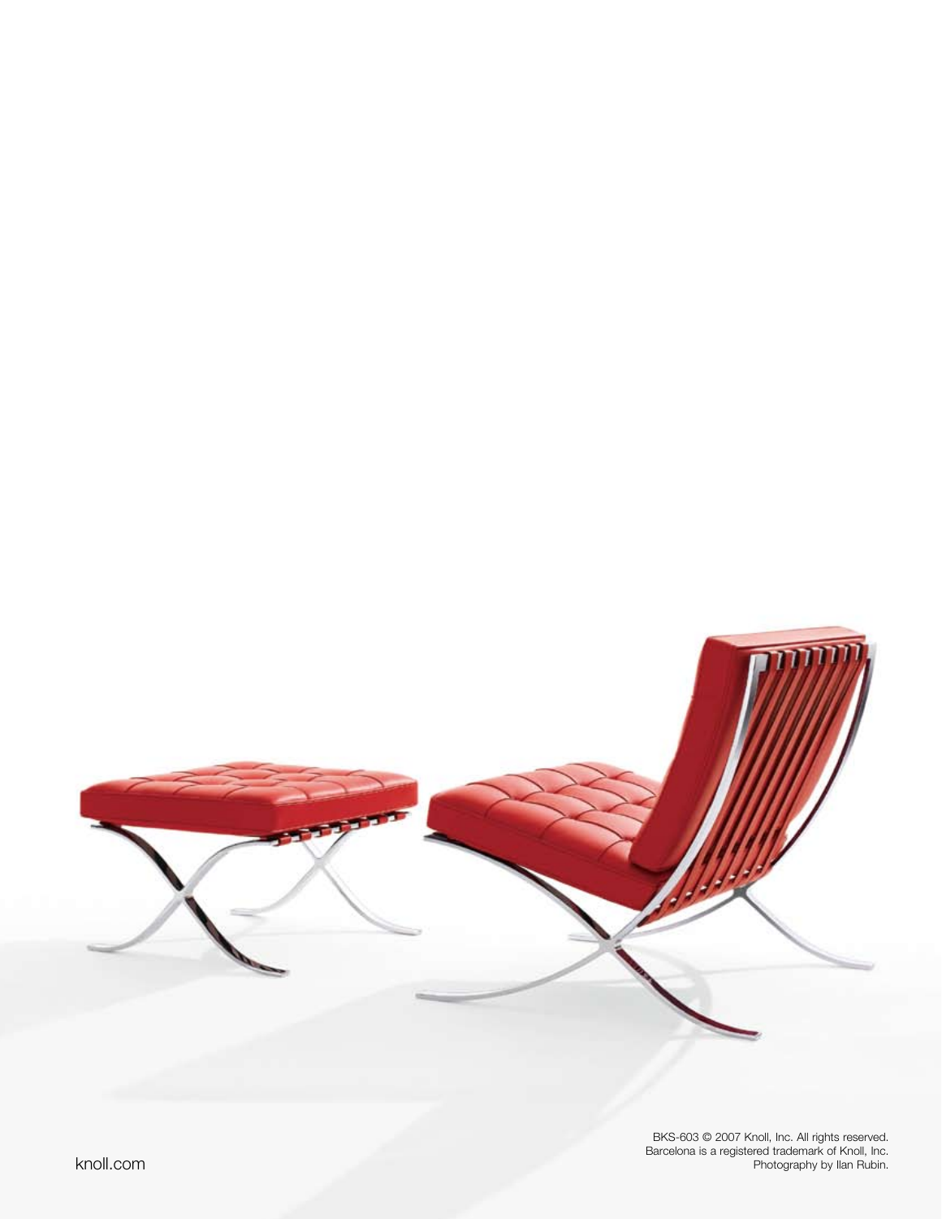knoll.com

BKS-603 © 2007 Knoll, Inc. All rights reserved.
Barcelona is a registered trademark of Knoll, Inc.
Photography by Ilan Rubin.